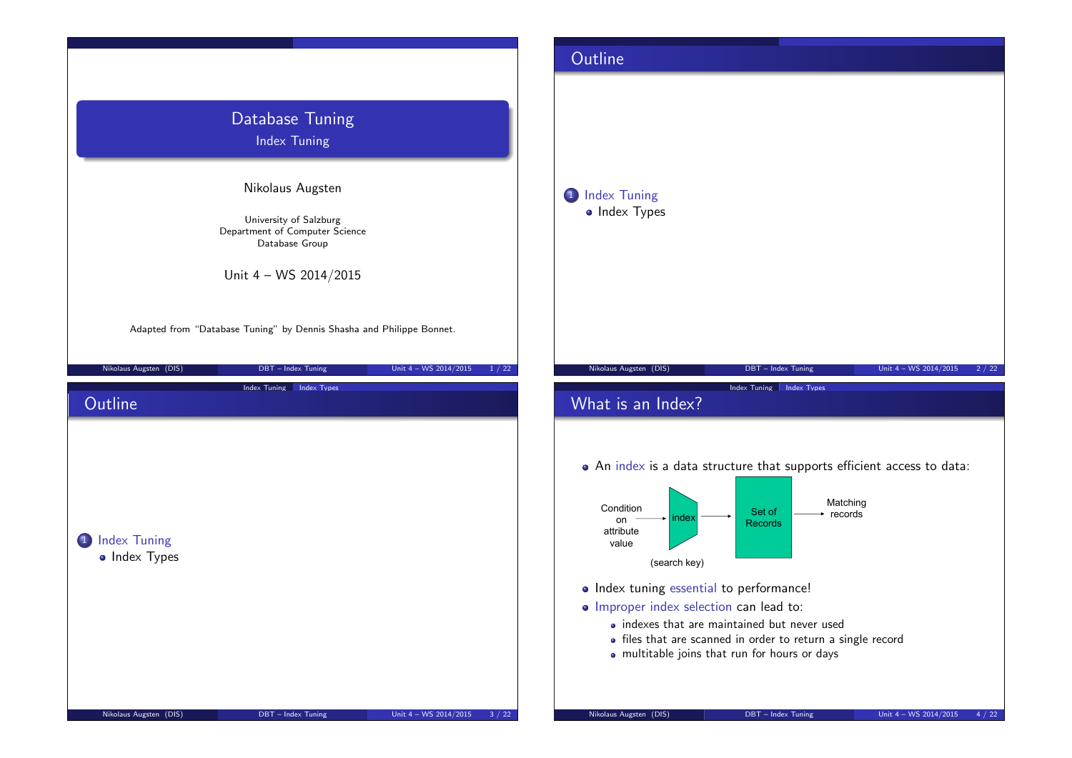# Database Tuning

## Index Tuning

Nikolaus Augsten

University of Salzburg
Department of Computer Science
Database Group

Unit 4 – WS 2014/2015

Adapted from "Database Tuning" by Dennis Shasha and Philippe Bonnet.

## Outline

1. Index Tuning
   - Index Types

## Outline

1. Index Tuning
   - Index Types

## What is an Index?

- An index is a data structure that supports efficient access to data:

Condition on attribute value → index (search key) → Set of Records → Matching records

- Index tuning essential to performance!
- Improper index selection can lead to:
  - indexes that are maintained but never used
  - files that are scanned in order to return a single record
  - multitable joins that run for hours or days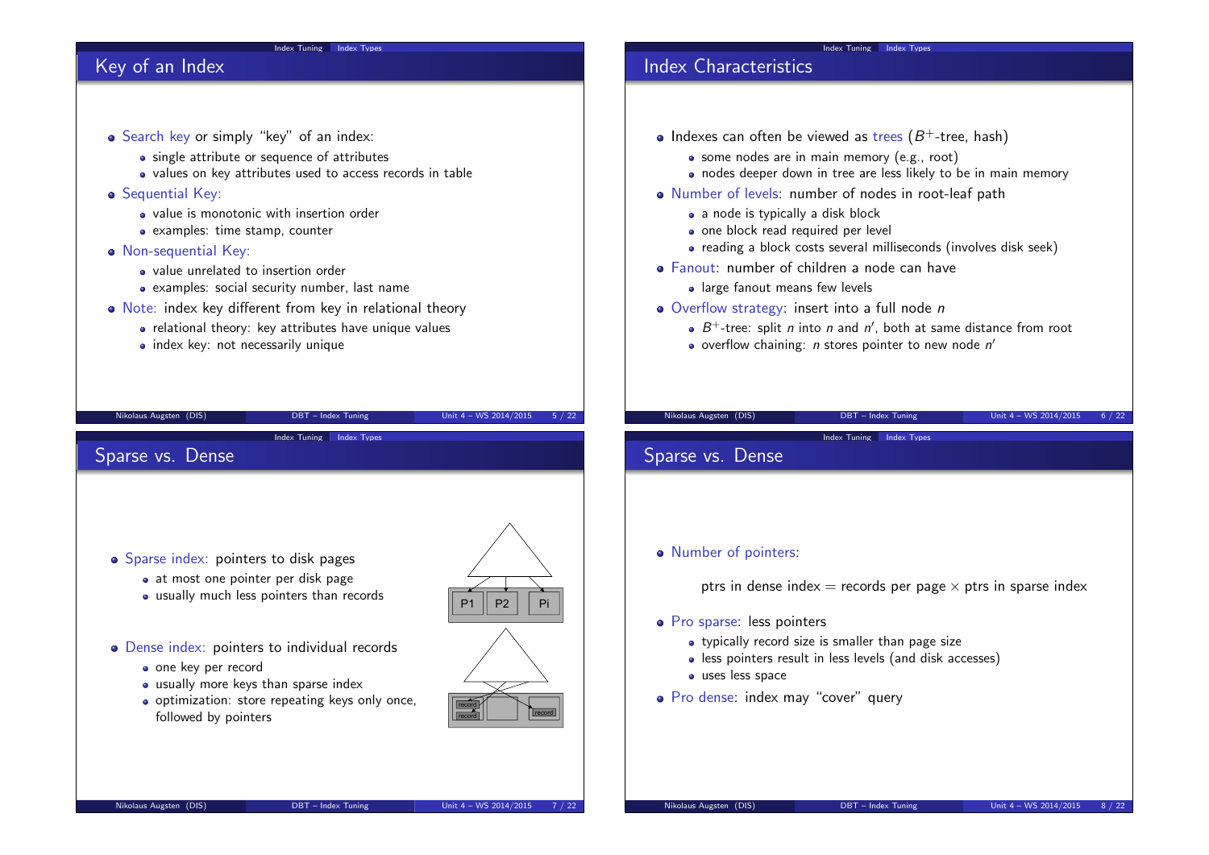## Key of an Index

- Search key or simply "key" of an index:
  - single attribute or sequence of attributes
  - values on key attributes used to access records in table
- Sequential Key:
  - value is monotonic with insertion order
  - examples: time stamp, counter
- Non-sequential Key:
  - value unrelated to insertion order
  - examples: social security number, last name
- Note: index key different from key in relational theory
  - relational theory: key attributes have unique values
  - index key: not necessarily unique

## Index Characteristics

- Indexes can often be viewed as trees ($B^+$-tree, hash)
  - some nodes are in main memory (e.g., root)
  - nodes deeper down in tree are less likely to be in main memory
- Number of levels: number of nodes in root-leaf path
  - a node is typically a disk block
  - one block read required per level
  - reading a block costs several milliseconds (involves disk seek)
- Fanout: number of children a node can have
  - large fanout means few levels
- Overflow strategy: insert into a full node $n$
  - $B^+$-tree: split $n$ into $n$ and $n'$, both at same distance from root
  - overflow chaining: $n$ stores pointer to new node $n'$

## Sparse vs. Dense

- Sparse index: pointers to disk pages
  - at most one pointer per disk page
  - usually much less pointers than records
- Dense index: pointers to individual records
  - one key per record
  - usually more keys than sparse index
  - optimization: store repeating keys only once, followed by pointers

## Sparse vs. Dense

- Number of pointers:

  ptrs in dense index = records per page × ptrs in sparse index

- Pro sparse: less pointers
  - typically record size is smaller than page size
  - less pointers result in less levels (and disk accesses)
  - uses less space
- Pro dense: index may "cover" query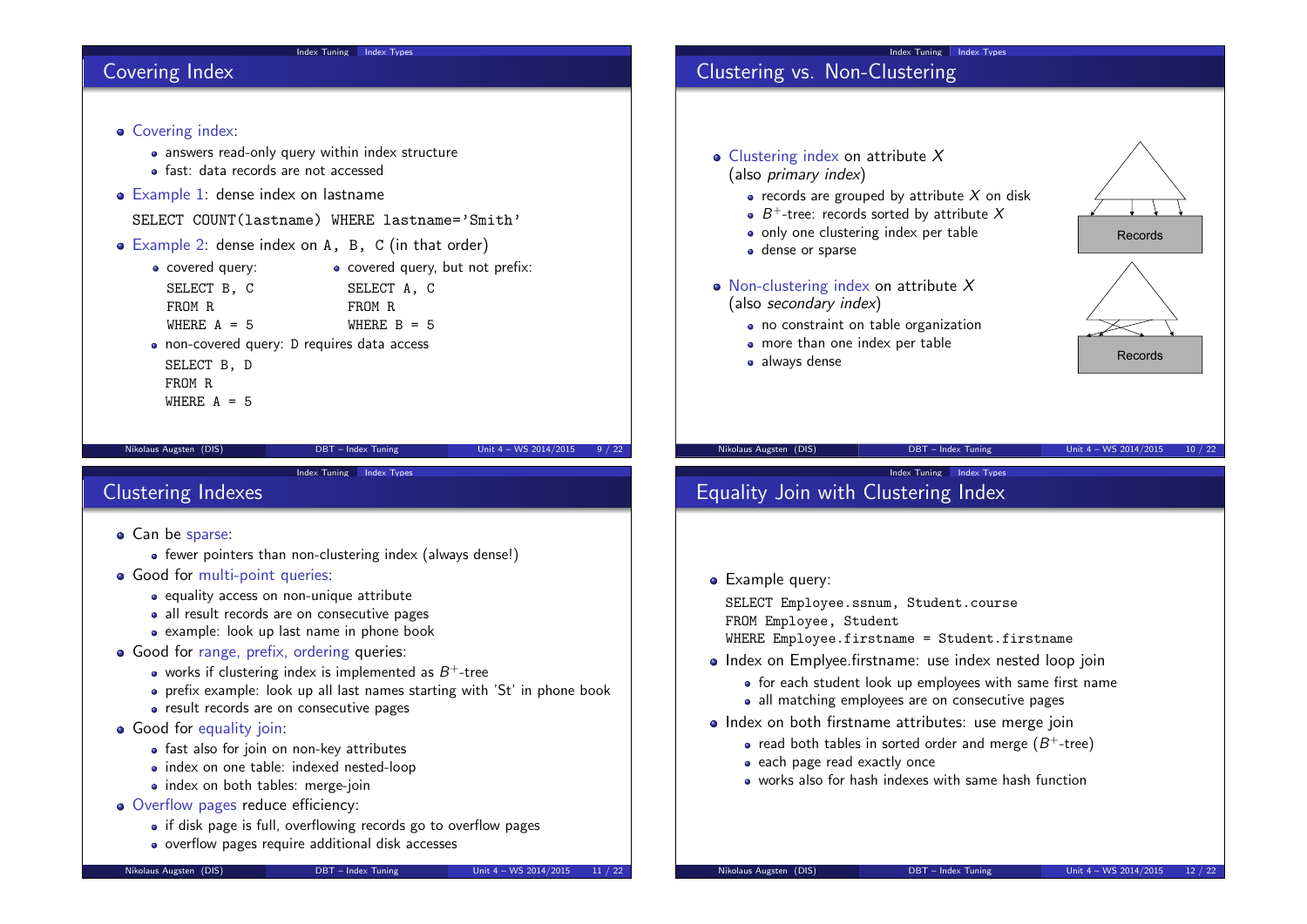## Covering Index

- Covering index:
  - answers read-only query within index structure
  - fast: data records are not accessed
- Example 1: dense index on lastname

```
SELECT COUNT(lastname) WHERE lastname='Smith'
```

- Example 2: dense index on A, B, C (in that order)
  - covered query:

```
SELECT B, C
FROM R
WHERE A = 5
```

  - covered query, but not prefix:

```
SELECT A, C
FROM R
WHERE B = 5
```

  - non-covered query: D requires data access

```
SELECT B, D
FROM R
WHERE A = 5
```

## Clustering vs. Non-Clustering

- Clustering index on attribute $X$ (also *primary index*)
  - records are grouped by attribute $X$ on disk
  - $B^+$-tree: records sorted by attribute $X$
  - only one clustering index per table
  - dense or sparse
- Non-clustering index on attribute $X$ (also *secondary index*)
  - no constraint on table organization
  - more than one index per table
  - always dense

Records

Records

## Clustering Indexes

- Can be sparse:
  - fewer pointers than non-clustering index (always dense!)
- Good for multi-point queries:
  - equality access on non-unique attribute
  - all result records are on consecutive pages
  - example: look up last name in phone book
- Good for range, prefix, ordering queries:
  - works if clustering index is implemented as $B^+$-tree
  - prefix example: look up all last names starting with 'St' in phone book
  - result records are on consecutive pages
- Good for equality join:
  - fast also for join on non-key attributes
  - index on one table: indexed nested-loop
  - index on both tables: merge-join
- Overflow pages reduce efficiency:
  - if disk page is full, overflowing records go to overflow pages
  - overflow pages require additional disk accesses

## Equality Join with Clustering Index

- Example query:

```
SELECT Employee.ssnum, Student.course
FROM Employee, Student
WHERE Employee.firstname = Student.firstname
```

- Index on Emplyee.firstname: use index nested loop join
  - for each student look up employees with same first name
  - all matching employees are on consecutive pages
- Index on both firstname attributes: use merge join
  - read both tables in sorted order and merge ($B^+$-tree)
  - each page read exactly once
  - works also for hash indexes with same hash function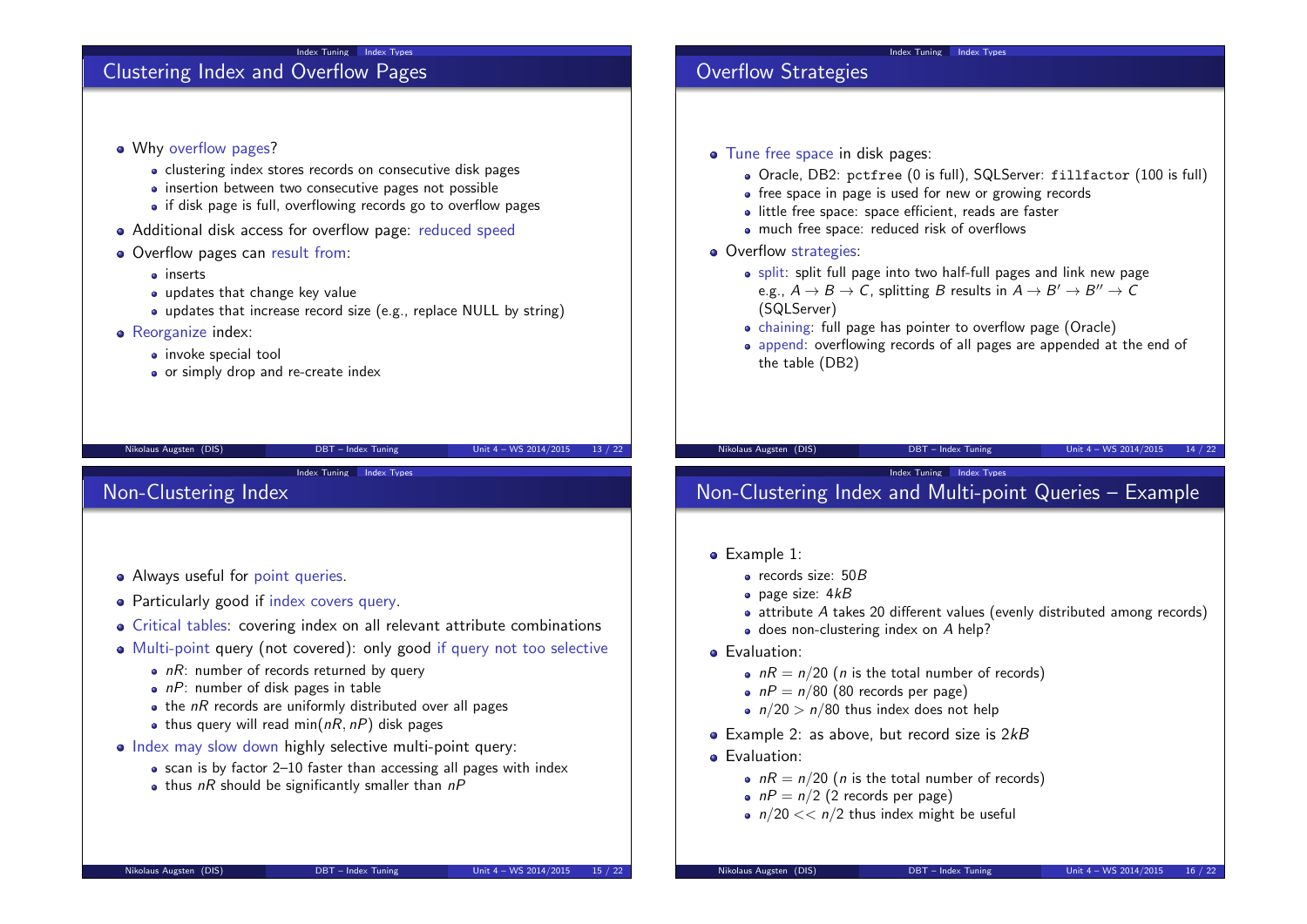## Clustering Index and Overflow Pages

- Why overflow pages?
  - clustering index stores records on consecutive disk pages
  - insertion between two consecutive pages not possible
  - if disk page is full, overflowing records go to overflow pages
- Additional disk access for overflow page: reduced speed
- Overflow pages can result from:
  - inserts
  - updates that change key value
  - updates that increase record size (e.g., replace NULL by string)
- Reorganize index:
  - invoke special tool
  - or simply drop and re-create index

## Overflow Strategies

- Tune free space in disk pages:
  - Oracle, DB2: `pctfree` (0 is full), SQLServer: `fillfactor` (100 is full)
  - free space in page is used for new or growing records
  - little free space: space efficient, reads are faster
  - much free space: reduced risk of overflows
- Overflow strategies:
  - split: split full page into two half-full pages and link new page e.g., $A \to B \to C$, splitting $B$ results in $A \to B' \to B'' \to C$ (SQLServer)
  - chaining: full page has pointer to overflow page (Oracle)
  - append: overflowing records of all pages are appended at the end of the table (DB2)

## Non-Clustering Index

- Always useful for point queries.
- Particularly good if index covers query.
- Critical tables: covering index on all relevant attribute combinations
- Multi-point query (not covered): only good if query not too selective
  - $nR$: number of records returned by query
  - $nP$: number of disk pages in table
  - the $nR$ records are uniformly distributed over all pages
  - thus query will read $\min(nR, nP)$ disk pages
- Index may slow down highly selective multi-point query:
  - scan is by factor 2–10 faster than accessing all pages with index
  - thus $nR$ should be significantly smaller than $nP$

## Non-Clustering Index and Multi-point Queries – Example

- Example 1:
  - records size: $50B$
  - page size: $4kB$
  - attribute $A$ takes 20 different values (evenly distributed among records)
  - does non-clustering index on $A$ help?
- Evaluation:
  - $nR = n/20$ ($n$ is the total number of records)
  - $nP = n/80$ (80 records per page)
  - $n/20 > n/80$ thus index does not help
- Example 2: as above, but record size is $2kB$
- Evaluation:
  - $nR = n/20$ ($n$ is the total number of records)
  - $nP = n/2$ (2 records per page)
  - $n/20 << n/2$ thus index might be useful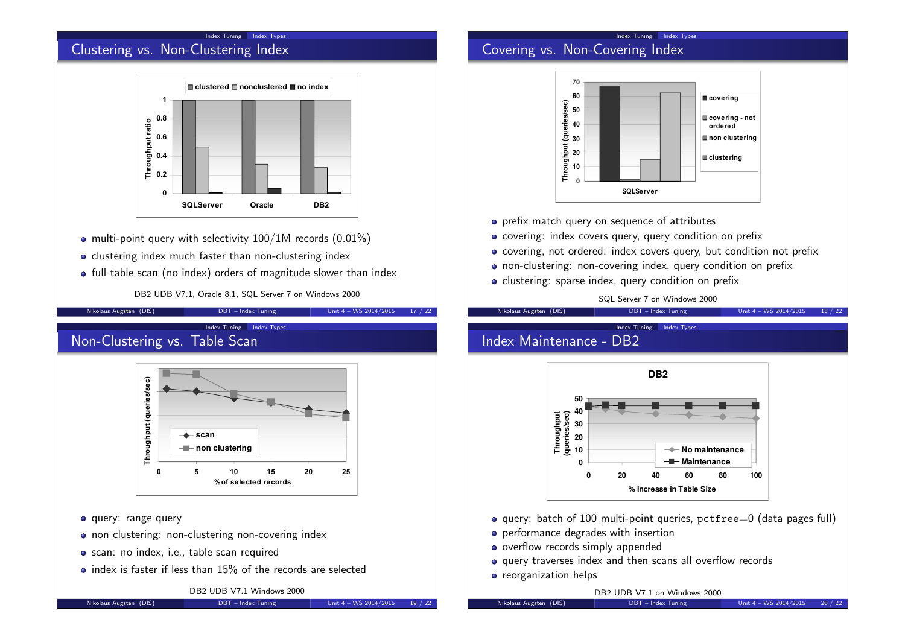## Clustering vs. Non-Clustering Index

- multi-point query with selectivity 100/1M records (0.01%)
- clustering index much faster than non-clustering index
- full table scan (no index) orders of magnitude slower than index

DB2 UDB V7.1, Oracle 8.1, SQL Server 7 on Windows 2000

## Covering vs. Non-Covering Index

- prefix match query on sequence of attributes
- covering: index covers query, query condition on prefix
- covering, not ordered: index covers query, but condition not prefix
- non-clustering: non-covering index, query condition on prefix
- clustering: sparse index, query condition on prefix

SQL Server 7 on Windows 2000

## Non-Clustering vs. Table Scan

- query: range query
- non clustering: non-clustering non-covering index
- scan: no index, i.e., table scan required
- index is faster if less than 15% of the records are selected

DB2 UDB V7.1 Windows 2000

## Index Maintenance - DB2

- query: batch of 100 multi-point queries, `pctfree`=0 (data pages full)
- performance degrades with insertion
- overflow records simply appended
- query traverses index and then scans all overflow records
- reorganization helps

DB2 UDB V7.1 on Windows 2000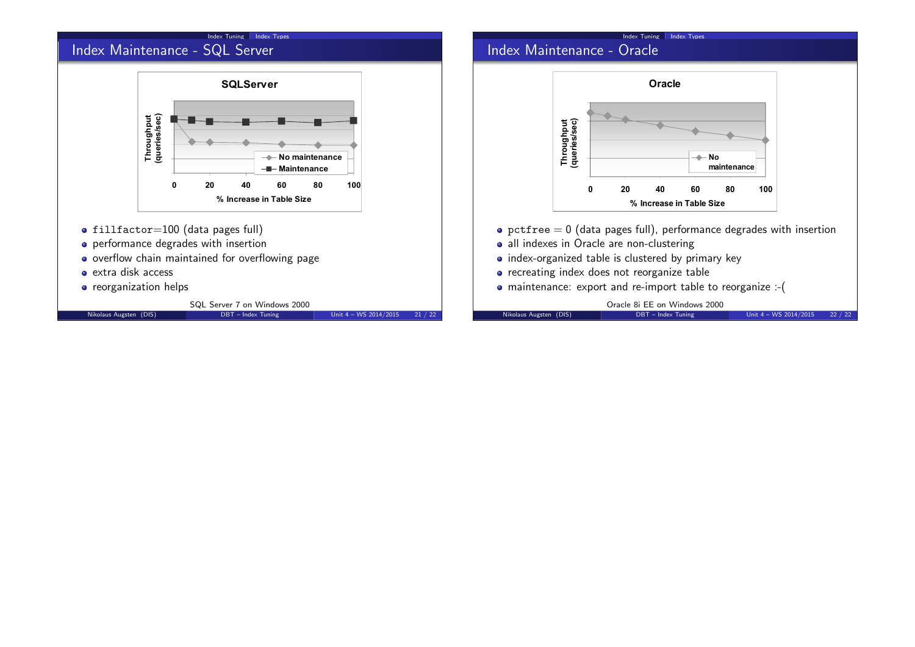## Index Maintenance - SQL Server

SQLServer

Throughput (queries/sec)

No maintenance

Maintenance

0 20 40 60 80 100

% Increase in Table Size

- fillfactor=100 (data pages full)
- performance degrades with insertion
- overflow chain maintained for overflowing page
- extra disk access
- reorganization helps

SQL Server 7 on Windows 2000

## Index Maintenance - Oracle

Oracle

Throughput (queries/sec)

No maintenance

0 20 40 60 80 100

% Increase in Table Size

- pctfree = 0 (data pages full), performance degrades with insertion
- all indexes in Oracle are non-clustering
- index-organized table is clustered by primary key
- recreating index does not reorganize table
- maintenance: export and re-import table to reorganize :-(

Oracle 8i EE on Windows 2000